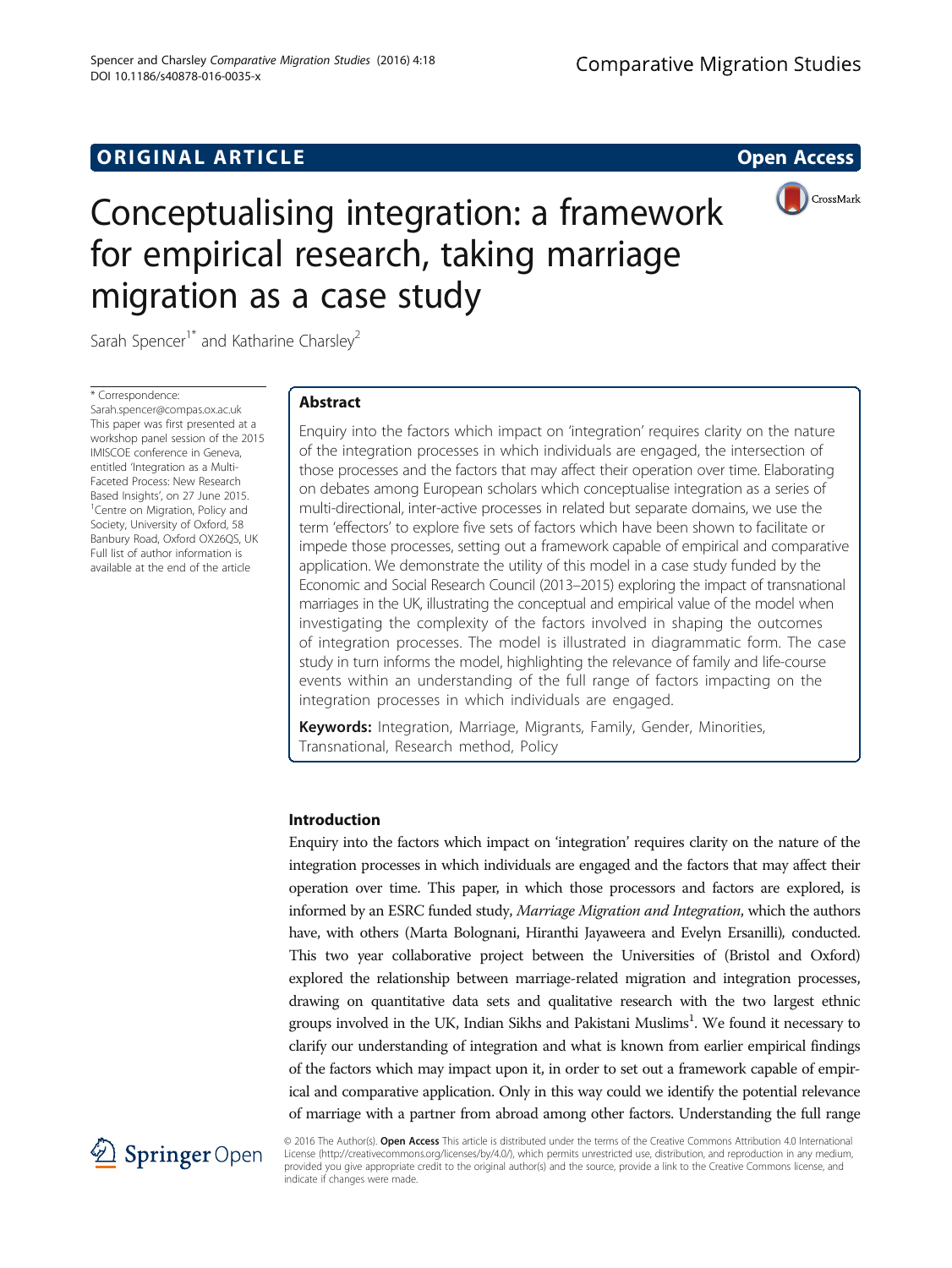**ORIGINAL ARTICLE** **Open Access**

# Conceptualising integration: a framework for empirical research, taking marriage migration as a case study

Sarah Spencer[1*] and Katharine Charsley[2]

\* Correspondence: Sarah.spencer@compas.ox.ac.uk

This paper was first presented at a workshop panel session of the 2015 IMISCOE conference in Geneva, entitled 'Integration as a Multi-Faceted Process: New Research Based Insights', on 27 June 2015.

[1]Centre on Migration, Policy and Society, University of Oxford, 58 Banbury Road, Oxford OX26QS, UK

Full list of author information is available at the end of the article

## Abstract

Enquiry into the factors which impact on 'integration' requires clarity on the nature of the integration processes in which individuals are engaged, the intersection of those processes and the factors that may affect their operation over time. Elaborating on debates among European scholars which conceptualise integration as a series of multi-directional, inter-active processes in related but separate domains, we use the term 'effectors' to explore five sets of factors which have been shown to facilitate or impede those processes, setting out a framework capable of empirical and comparative application. We demonstrate the utility of this model in a case study funded by the Economic and Social Research Council (2013–2015) exploring the impact of transnational marriages in the UK, illustrating the conceptual and empirical value of the model when investigating the complexity of the factors involved in shaping the outcomes of integration processes. The model is illustrated in diagrammatic form. The case study in turn informs the model, highlighting the relevance of family and life-course events within an understanding of the full range of factors impacting on the integration processes in which individuals are engaged.

**Keywords:** Integration, Marriage, Migrants, Family, Gender, Minorities, Transnational, Research method, Policy

## Introduction

Enquiry into the factors which impact on 'integration' requires clarity on the nature of the integration processes in which individuals are engaged and the factors that may affect their operation over time. This paper, in which those processors and factors are explored, is informed by an ESRC funded study, *Marriage Migration and Integration*, which the authors have, with others (Marta Bolognani, Hiranthi Jayaweera and Evelyn Ersanilli), conducted. This two year collaborative project between the Universities of (Bristol and Oxford) explored the relationship between marriage-related migration and integration processes, drawing on quantitative data sets and qualitative research with the two largest ethnic groups involved in the UK, Indian Sikhs and Pakistani Muslims[1]. We found it necessary to clarify our understanding of integration and what is known from earlier empirical findings of the factors which may impact upon it, in order to set out a framework capable of empirical and comparative application. Only in this way could we identify the potential relevance of marriage with a partner from abroad among other factors. Understanding the full range

© 2016 The Author(s). **Open Access** This article is distributed under the terms of the Creative Commons Attribution 4.0 International License (http://creativecommons.org/licenses/by/4.0/), which permits unrestricted use, distribution, and reproduction in any medium, provided you give appropriate credit to the original author(s) and the source, provide a link to the Creative Commons license, and indicate if changes were made.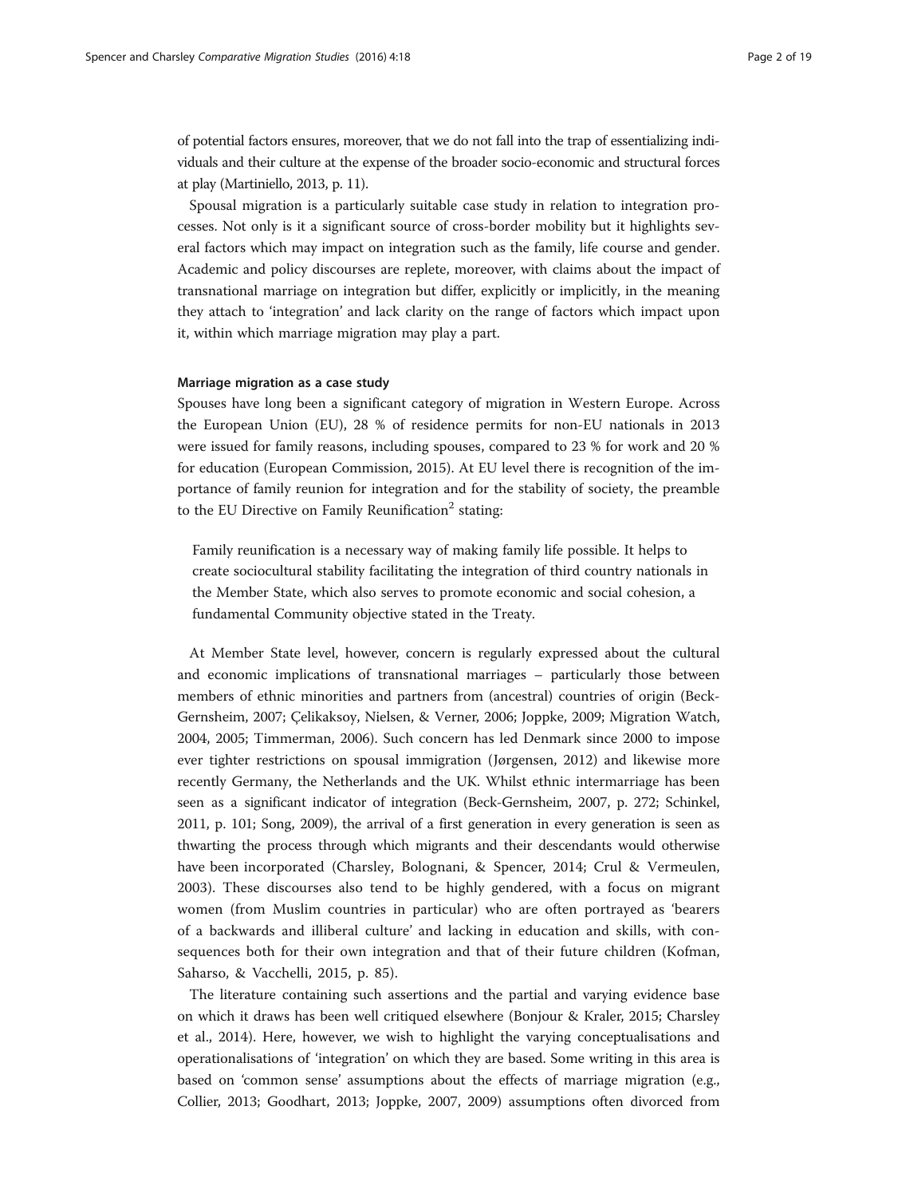of potential factors ensures, moreover, that we do not fall into the trap of essentializing individuals and their culture at the expense of the broader socio-economic and structural forces at play (Martiniello, 2013, p. 11).

Spousal migration is a particularly suitable case study in relation to integration processes. Not only is it a significant source of cross-border mobility but it highlights several factors which may impact on integration such as the family, life course and gender. Academic and policy discourses are replete, moreover, with claims about the impact of transnational marriage on integration but differ, explicitly or implicitly, in the meaning they attach to 'integration' and lack clarity on the range of factors which impact upon it, within which marriage migration may play a part.

### Marriage migration as a case study

Spouses have long been a significant category of migration in Western Europe. Across the European Union (EU), 28 % of residence permits for non-EU nationals in 2013 were issued for family reasons, including spouses, compared to 23 % for work and 20 % for education (European Commission, 2015). At EU level there is recognition of the importance of family reunion for integration and for the stability of society, the preamble to the EU Directive on Family Reunification[2] stating:

> Family reunification is a necessary way of making family life possible. It helps to create sociocultural stability facilitating the integration of third country nationals in the Member State, which also serves to promote economic and social cohesion, a fundamental Community objective stated in the Treaty.

At Member State level, however, concern is regularly expressed about the cultural and economic implications of transnational marriages – particularly those between members of ethnic minorities and partners from (ancestral) countries of origin (Beck-Gernsheim, 2007; Çelikaksoy, Nielsen, & Verner, 2006; Joppke, 2009; Migration Watch, 2004, 2005; Timmerman, 2006). Such concern has led Denmark since 2000 to impose ever tighter restrictions on spousal immigration (Jørgensen, 2012) and likewise more recently Germany, the Netherlands and the UK. Whilst ethnic intermarriage has been seen as a significant indicator of integration (Beck-Gernsheim, 2007, p. 272; Schinkel, 2011, p. 101; Song, 2009), the arrival of a first generation in every generation is seen as thwarting the process through which migrants and their descendants would otherwise have been incorporated (Charsley, Bolognani, & Spencer, 2014; Crul & Vermeulen, 2003). These discourses also tend to be highly gendered, with a focus on migrant women (from Muslim countries in particular) who are often portrayed as 'bearers of a backwards and illiberal culture' and lacking in education and skills, with consequences both for their own integration and that of their future children (Kofman, Saharso, & Vacchelli, 2015, p. 85).

The literature containing such assertions and the partial and varying evidence base on which it draws has been well critiqued elsewhere (Bonjour & Kraler, 2015; Charsley et al., 2014). Here, however, we wish to highlight the varying conceptualisations and operationalisations of 'integration' on which they are based. Some writing in this area is based on 'common sense' assumptions about the effects of marriage migration (e.g., Collier, 2013; Goodhart, 2013; Joppke, 2007, 2009) assumptions often divorced from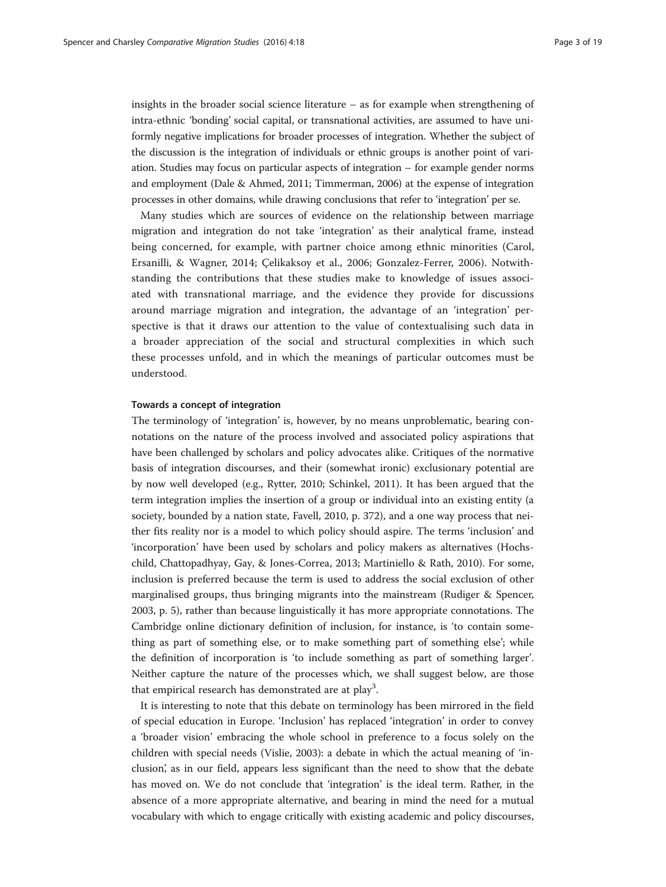insights in the broader social science literature – as for example when strengthening of intra-ethnic 'bonding' social capital, or transnational activities, are assumed to have uniformly negative implications for broader processes of integration. Whether the subject of the discussion is the integration of individuals or ethnic groups is another point of variation. Studies may focus on particular aspects of integration – for example gender norms and employment (Dale & Ahmed, 2011; Timmerman, 2006) at the expense of integration processes in other domains, while drawing conclusions that refer to 'integration' per se.

Many studies which are sources of evidence on the relationship between marriage migration and integration do not take 'integration' as their analytical frame, instead being concerned, for example, with partner choice among ethnic minorities (Carol, Ersanilli, & Wagner, 2014; Çelikaksoy et al., 2006; Gonzalez-Ferrer, 2006). Notwithstanding the contributions that these studies make to knowledge of issues associated with transnational marriage, and the evidence they provide for discussions around marriage migration and integration, the advantage of an 'integration' perspective is that it draws our attention to the value of contextualising such data in a broader appreciation of the social and structural complexities in which such these processes unfold, and in which the meanings of particular outcomes must be understood.

#### Towards a concept of integration

The terminology of 'integration' is, however, by no means unproblematic, bearing connotations on the nature of the process involved and associated policy aspirations that have been challenged by scholars and policy advocates alike. Critiques of the normative basis of integration discourses, and their (somewhat ironic) exclusionary potential are by now well developed (e.g., Rytter, 2010; Schinkel, 2011). It has been argued that the term integration implies the insertion of a group or individual into an existing entity (a society, bounded by a nation state, Favell, 2010, p. 372), and a one way process that neither fits reality nor is a model to which policy should aspire. The terms 'inclusion' and 'incorporation' have been used by scholars and policy makers as alternatives (Hochschild, Chattopadhyay, Gay, & Jones-Correa, 2013; Martiniello & Rath, 2010). For some, inclusion is preferred because the term is used to address the social exclusion of other marginalised groups, thus bringing migrants into the mainstream (Rudiger & Spencer, 2003, p. 5), rather than because linguistically it has more appropriate connotations. The Cambridge online dictionary definition of inclusion, for instance, is 'to contain something as part of something else, or to make something part of something else'; while the definition of incorporation is 'to include something as part of something larger'. Neither capture the nature of the processes which, we shall suggest below, are those that empirical research has demonstrated are at play[3].

It is interesting to note that this debate on terminology has been mirrored in the field of special education in Europe. 'Inclusion' has replaced 'integration' in order to convey a 'broader vision' embracing the whole school in preference to a focus solely on the children with special needs (Vislie, 2003): a debate in which the actual meaning of 'inclusion', as in our field, appears less significant than the need to show that the debate has moved on. We do not conclude that 'integration' is the ideal term. Rather, in the absence of a more appropriate alternative, and bearing in mind the need for a mutual vocabulary with which to engage critically with existing academic and policy discourses,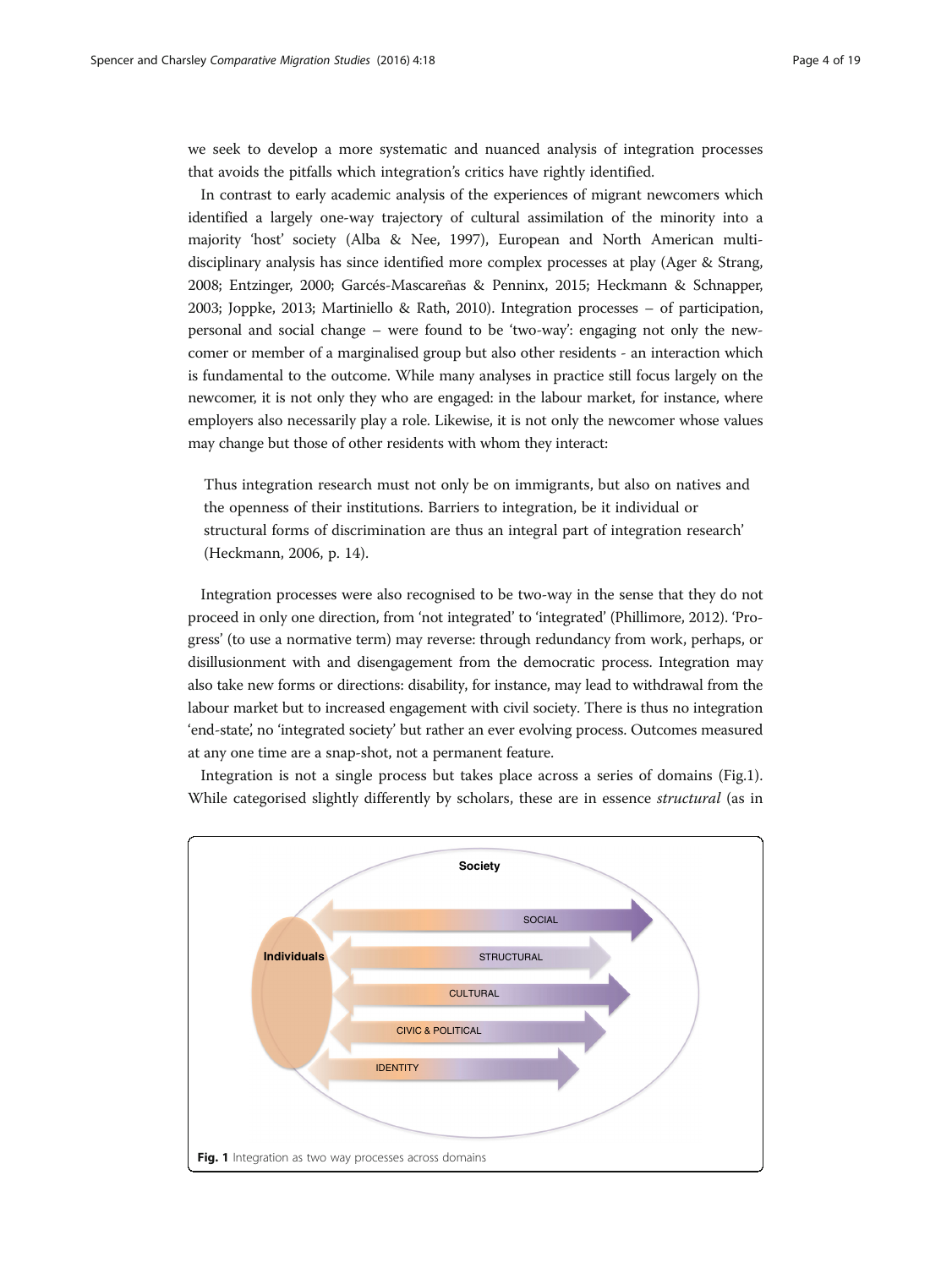we seek to develop a more systematic and nuanced analysis of integration processes that avoids the pitfalls which integration's critics have rightly identified.

In contrast to early academic analysis of the experiences of migrant newcomers which identified a largely one-way trajectory of cultural assimilation of the minority into a majority 'host' society (Alba & Nee, 1997), European and North American multi-disciplinary analysis has since identified more complex processes at play (Ager & Strang, 2008; Entzinger, 2000; Garcés-Mascareñas & Penninx, 2015; Heckmann & Schnapper, 2003; Joppke, 2013; Martiniello & Rath, 2010). Integration processes – of participation, personal and social change – were found to be 'two-way': engaging not only the newcomer or member of a marginalised group but also other residents - an interaction which is fundamental to the outcome. While many analyses in practice still focus largely on the newcomer, it is not only they who are engaged: in the labour market, for instance, where employers also necessarily play a role. Likewise, it is not only the newcomer whose values may change but those of other residents with whom they interact:

> Thus integration research must not only be on immigrants, but also on natives and the openness of their institutions. Barriers to integration, be it individual or structural forms of discrimination are thus an integral part of integration research' (Heckmann, 2006, p. 14).

Integration processes were also recognised to be two-way in the sense that they do not proceed in only one direction, from 'not integrated' to 'integrated' (Phillimore, 2012). 'Progress' (to use a normative term) may reverse: through redundancy from work, perhaps, or disillusionment with and disengagement from the democratic process. Integration may also take new forms or directions: disability, for instance, may lead to withdrawal from the labour market but to increased engagement with civil society. There is thus no integration 'end-state', no 'integrated society' but rather an ever evolving process. Outcomes measured at any one time are a snap-shot, not a permanent feature.

Integration is not a single process but takes place across a series of domains (Fig.1). While categorised slightly differently by scholars, these are in essence *structural* (as in

**Fig. 1** Integration as two way processes across domains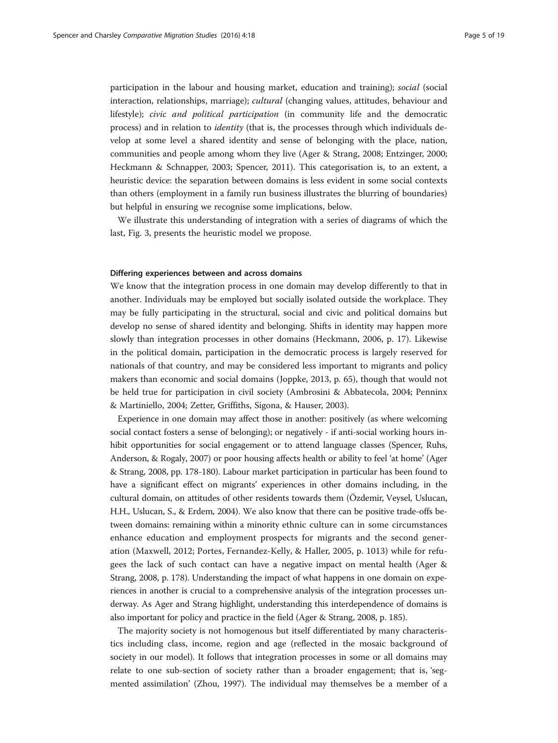participation in the labour and housing market, education and training); *social* (social interaction, relationships, marriage); *cultural* (changing values, attitudes, behaviour and lifestyle); *civic and political participation* (in community life and the democratic process) and in relation to *identity* (that is, the processes through which individuals develop at some level a shared identity and sense of belonging with the place, nation, communities and people among whom they live (Ager & Strang, 2008; Entzinger, 2000; Heckmann & Schnapper, 2003; Spencer, 2011). This categorisation is, to an extent, a heuristic device: the separation between domains is less evident in some social contexts than others (employment in a family run business illustrates the blurring of boundaries) but helpful in ensuring we recognise some implications, below.

We illustrate this understanding of integration with a series of diagrams of which the last, Fig. 3, presents the heuristic model we propose.

#### Differing experiences between and across domains

We know that the integration process in one domain may develop differently to that in another. Individuals may be employed but socially isolated outside the workplace. They may be fully participating in the structural, social and civic and political domains but develop no sense of shared identity and belonging. Shifts in identity may happen more slowly than integration processes in other domains (Heckmann, 2006, p. 17). Likewise in the political domain, participation in the democratic process is largely reserved for nationals of that country, and may be considered less important to migrants and policy makers than economic and social domains (Joppke, 2013, p. 65), though that would not be held true for participation in civil society (Ambrosini & Abbatecola, 2004; Penninx & Martiniello, 2004; Zetter, Griffiths, Sigona, & Hauser, 2003).

Experience in one domain may affect those in another: positively (as where welcoming social contact fosters a sense of belonging); or negatively - if anti-social working hours inhibit opportunities for social engagement or to attend language classes (Spencer, Ruhs, Anderson, & Rogaly, 2007) or poor housing affects health or ability to feel 'at home' (Ager & Strang, 2008, pp. 178-180). Labour market participation in particular has been found to have a significant effect on migrants' experiences in other domains including, in the cultural domain, on attitudes of other residents towards them (Özdemir, Veysel, Uslucan, H.H., Uslucan, S., & Erdem, 2004). We also know that there can be positive trade-offs between domains: remaining within a minority ethnic culture can in some circumstances enhance education and employment prospects for migrants and the second generation (Maxwell, 2012; Portes, Fernandez-Kelly, & Haller, 2005, p. 1013) while for refugees the lack of such contact can have a negative impact on mental health (Ager & Strang, 2008, p. 178). Understanding the impact of what happens in one domain on experiences in another is crucial to a comprehensive analysis of the integration processes underway. As Ager and Strang highlight, understanding this interdependence of domains is also important for policy and practice in the field (Ager & Strang, 2008, p. 185).

The majority society is not homogenous but itself differentiated by many characteristics including class, income, region and age (reflected in the mosaic background of society in our model). It follows that integration processes in some or all domains may relate to one sub-section of society rather than a broader engagement; that is, 'segmented assimilation' (Zhou, 1997). The individual may themselves be a member of a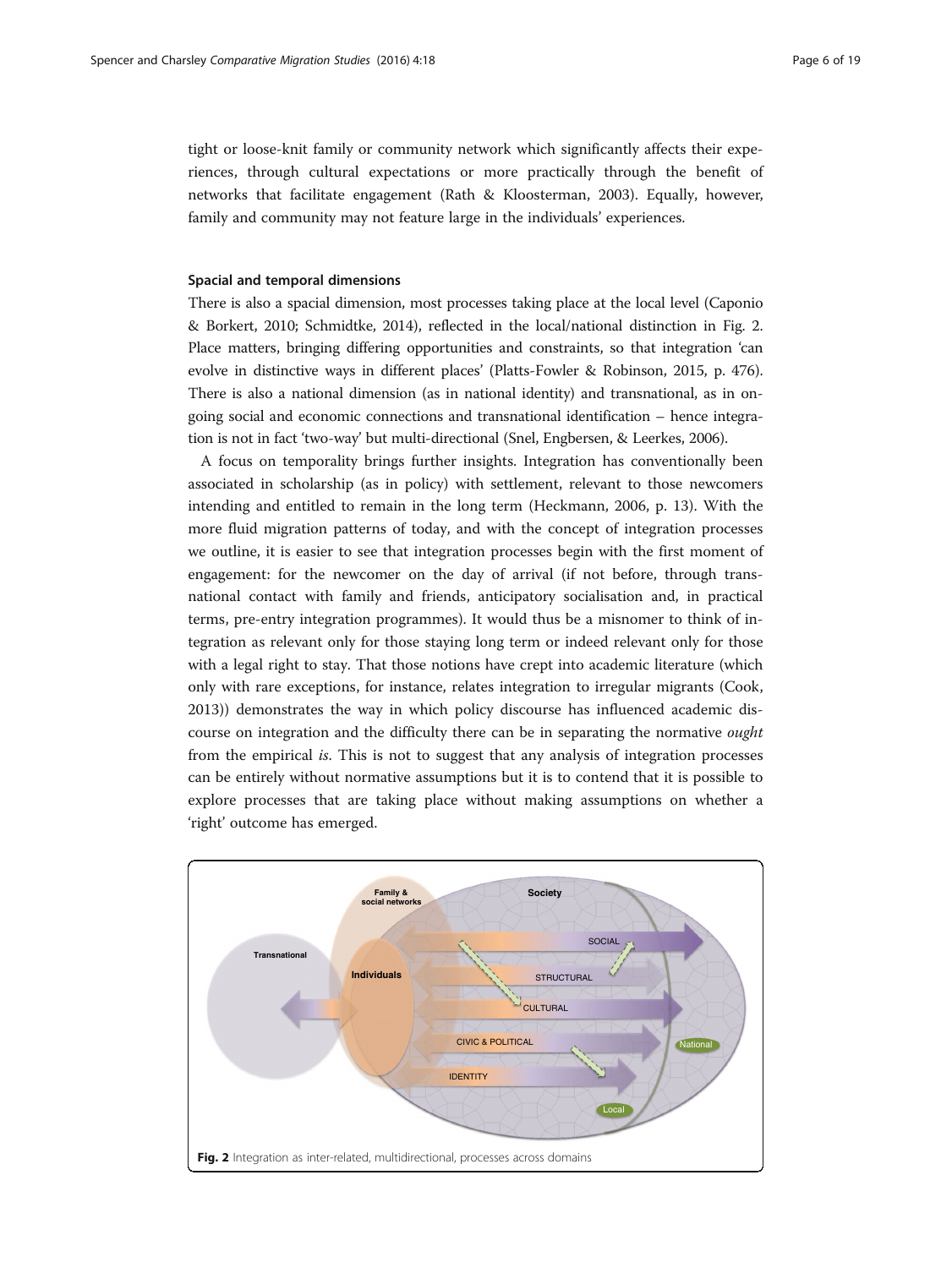tight or loose-knit family or community network which significantly affects their experiences, through cultural expectations or more practically through the benefit of networks that facilitate engagement (Rath & Kloosterman, 2003). Equally, however, family and community may not feature large in the individuals' experiences.

### Spacial and temporal dimensions

There is also a spacial dimension, most processes taking place at the local level (Caponio & Borkert, 2010; Schmidtke, 2014), reflected in the local/national distinction in Fig. 2. Place matters, bringing differing opportunities and constraints, so that integration 'can evolve in distinctive ways in different places' (Platts-Fowler & Robinson, 2015, p. 476). There is also a national dimension (as in national identity) and transnational, as in ongoing social and economic connections and transnational identification – hence integration is not in fact 'two-way' but multi-directional (Snel, Engbersen, & Leerkes, 2006).

A focus on temporality brings further insights. Integration has conventionally been associated in scholarship (as in policy) with settlement, relevant to those newcomers intending and entitled to remain in the long term (Heckmann, 2006, p. 13). With the more fluid migration patterns of today, and with the concept of integration processes we outline, it is easier to see that integration processes begin with the first moment of engagement: for the newcomer on the day of arrival (if not before, through transnational contact with family and friends, anticipatory socialisation and, in practical terms, pre-entry integration programmes). It would thus be a misnomer to think of integration as relevant only for those staying long term or indeed relevant only for those with a legal right to stay. That those notions have crept into academic literature (which only with rare exceptions, for instance, relates integration to irregular migrants (Cook, 2013)) demonstrates the way in which policy discourse has influenced academic discourse on integration and the difficulty there can be in separating the normative *ought* from the empirical *is*. This is not to suggest that any analysis of integration processes can be entirely without normative assumptions but it is to contend that it is possible to explore processes that are taking place without making assumptions on whether a 'right' outcome has emerged.

**Fig. 2** Integration as inter-related, multidirectional, processes across domains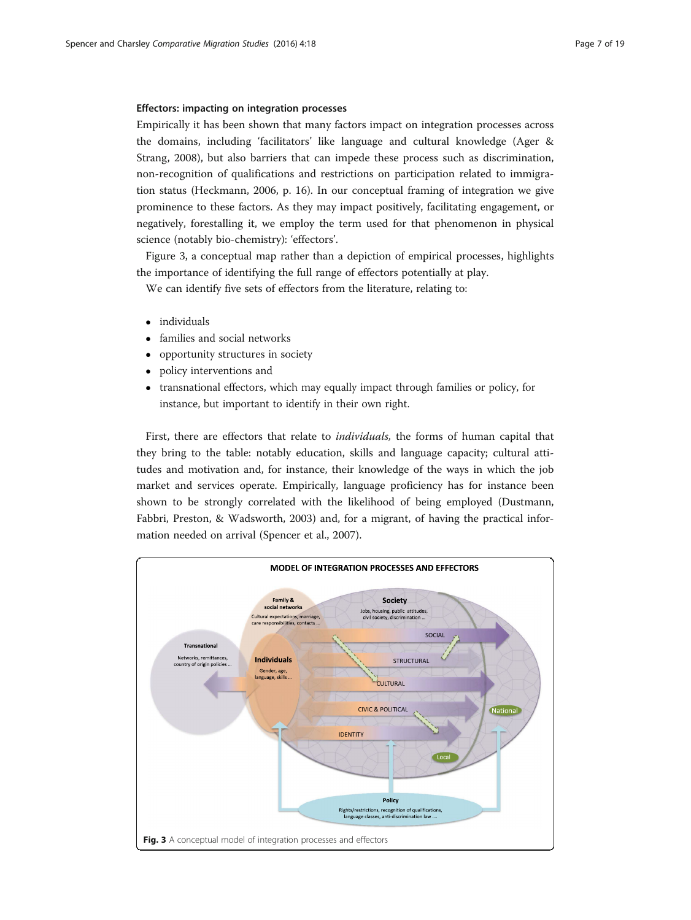### Effectors: impacting on integration processes

Empirically it has been shown that many factors impact on integration processes across the domains, including 'facilitators' like language and cultural knowledge (Ager & Strang, 2008), but also barriers that can impede these process such as discrimination, non-recognition of qualifications and restrictions on participation related to immigration status (Heckmann, 2006, p. 16). In our conceptual framing of integration we give prominence to these factors. As they may impact positively, facilitating engagement, or negatively, forestalling it, we employ the term used for that phenomenon in physical science (notably bio-chemistry): 'effectors'.

Figure 3, a conceptual map rather than a depiction of empirical processes, highlights the importance of identifying the full range of effectors potentially at play.

We can identify five sets of effectors from the literature, relating to:

- individuals
- families and social networks
- opportunity structures in society
- policy interventions and
- transnational effectors, which may equally impact through families or policy, for instance, but important to identify in their own right.

First, there are effectors that relate to *individuals,* the forms of human capital that they bring to the table: notably education, skills and language capacity; cultural attitudes and motivation and, for instance, their knowledge of the ways in which the job market and services operate. Empirically, language proficiency has for instance been shown to be strongly correlated with the likelihood of being employed (Dustmann, Fabbri, Preston, & Wadsworth, 2003) and, for a migrant, of having the practical information needed on arrival (Spencer et al., 2007).

**Fig. 3** A conceptual model of integration processes and effectors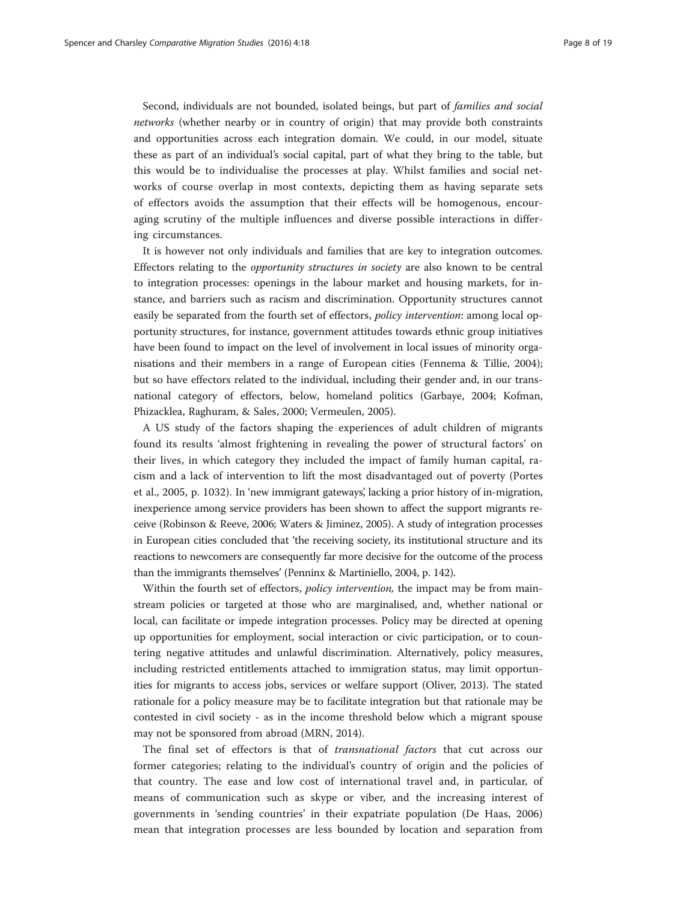Second, individuals are not bounded, isolated beings, but part of *families and social networks* (whether nearby or in country of origin) that may provide both constraints and opportunities across each integration domain. We could, in our model, situate these as part of an individual's social capital, part of what they bring to the table, but this would be to individualise the processes at play. Whilst families and social networks of course overlap in most contexts, depicting them as having separate sets of effectors avoids the assumption that their effects will be homogenous, encouraging scrutiny of the multiple influences and diverse possible interactions in differing circumstances.

It is however not only individuals and families that are key to integration outcomes. Effectors relating to the *opportunity structures in society* are also known to be central to integration processes: openings in the labour market and housing markets, for instance, and barriers such as racism and discrimination. Opportunity structures cannot easily be separated from the fourth set of effectors, *policy intervention*: among local opportunity structures, for instance, government attitudes towards ethnic group initiatives have been found to impact on the level of involvement in local issues of minority organisations and their members in a range of European cities (Fennema & Tillie, 2004); but so have effectors related to the individual, including their gender and, in our transnational category of effectors, below, homeland politics (Garbaye, 2004; Kofman, Phizacklea, Raghuram, & Sales, 2000; Vermeulen, 2005).

A US study of the factors shaping the experiences of adult children of migrants found its results 'almost frightening in revealing the power of structural factors' on their lives, in which category they included the impact of family human capital, racism and a lack of intervention to lift the most disadvantaged out of poverty (Portes et al., 2005, p. 1032). In 'new immigrant gateways', lacking a prior history of in-migration, inexperience among service providers has been shown to affect the support migrants receive (Robinson & Reeve, 2006; Waters & Jiminez, 2005). A study of integration processes in European cities concluded that 'the receiving society, its institutional structure and its reactions to newcomers are consequently far more decisive for the outcome of the process than the immigrants themselves' (Penninx & Martiniello, 2004, p. 142).

Within the fourth set of effectors, *policy intervention,* the impact may be from mainstream policies or targeted at those who are marginalised, and, whether national or local, can facilitate or impede integration processes. Policy may be directed at opening up opportunities for employment, social interaction or civic participation, or to countering negative attitudes and unlawful discrimination. Alternatively, policy measures, including restricted entitlements attached to immigration status, may limit opportunities for migrants to access jobs, services or welfare support (Oliver, 2013). The stated rationale for a policy measure may be to facilitate integration but that rationale may be contested in civil society - as in the income threshold below which a migrant spouse may not be sponsored from abroad (MRN, 2014).

The final set of effectors is that of *transnational factors* that cut across our former categories; relating to the individual's country of origin and the policies of that country. The ease and low cost of international travel and, in particular, of means of communication such as skype or viber, and the increasing interest of governments in 'sending countries' in their expatriate population (De Haas, 2006) mean that integration processes are less bounded by location and separation from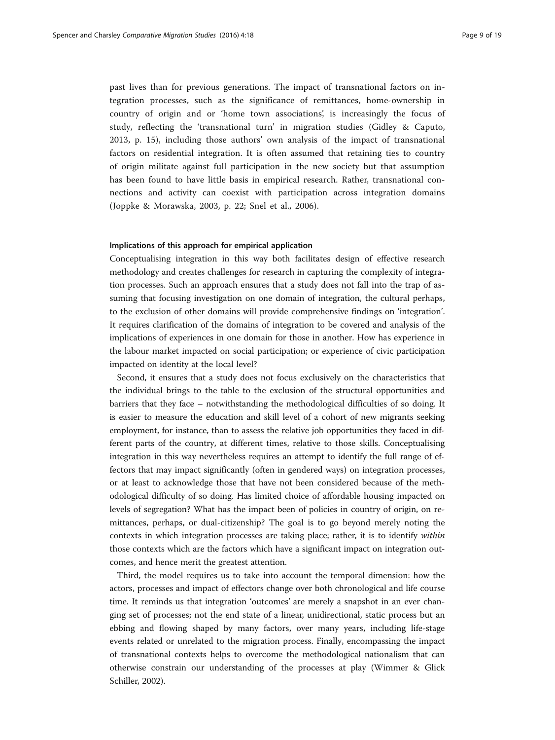past lives than for previous generations. The impact of transnational factors on integration processes, such as the significance of remittances, home-ownership in country of origin and or 'home town associations', is increasingly the focus of study, reflecting the 'transnational turn' in migration studies (Gidley & Caputo, 2013, p. 15), including those authors' own analysis of the impact of transnational factors on residential integration. It is often assumed that retaining ties to country of origin militate against full participation in the new society but that assumption has been found to have little basis in empirical research. Rather, transnational connections and activity can coexist with participation across integration domains (Joppke & Morawska, 2003, p. 22; Snel et al., 2006).

#### Implications of this approach for empirical application

Conceptualising integration in this way both facilitates design of effective research methodology and creates challenges for research in capturing the complexity of integration processes. Such an approach ensures that a study does not fall into the trap of assuming that focusing investigation on one domain of integration, the cultural perhaps, to the exclusion of other domains will provide comprehensive findings on 'integration'. It requires clarification of the domains of integration to be covered and analysis of the implications of experiences in one domain for those in another. How has experience in the labour market impacted on social participation; or experience of civic participation impacted on identity at the local level?

Second, it ensures that a study does not focus exclusively on the characteristics that the individual brings to the table to the exclusion of the structural opportunities and barriers that they face – notwithstanding the methodological difficulties of so doing. It is easier to measure the education and skill level of a cohort of new migrants seeking employment, for instance, than to assess the relative job opportunities they faced in different parts of the country, at different times, relative to those skills. Conceptualising integration in this way nevertheless requires an attempt to identify the full range of effectors that may impact significantly (often in gendered ways) on integration processes, or at least to acknowledge those that have not been considered because of the methodological difficulty of so doing. Has limited choice of affordable housing impacted on levels of segregation? What has the impact been of policies in country of origin, on remittances, perhaps, or dual-citizenship? The goal is to go beyond merely noting the contexts in which integration processes are taking place; rather, it is to identify *within* those contexts which are the factors which have a significant impact on integration outcomes, and hence merit the greatest attention.

Third, the model requires us to take into account the temporal dimension: how the actors, processes and impact of effectors change over both chronological and life course time. It reminds us that integration 'outcomes' are merely a snapshot in an ever changing set of processes; not the end state of a linear, unidirectional, static process but an ebbing and flowing shaped by many factors, over many years, including life-stage events related or unrelated to the migration process. Finally, encompassing the impact of transnational contexts helps to overcome the methodological nationalism that can otherwise constrain our understanding of the processes at play (Wimmer & Glick Schiller, 2002).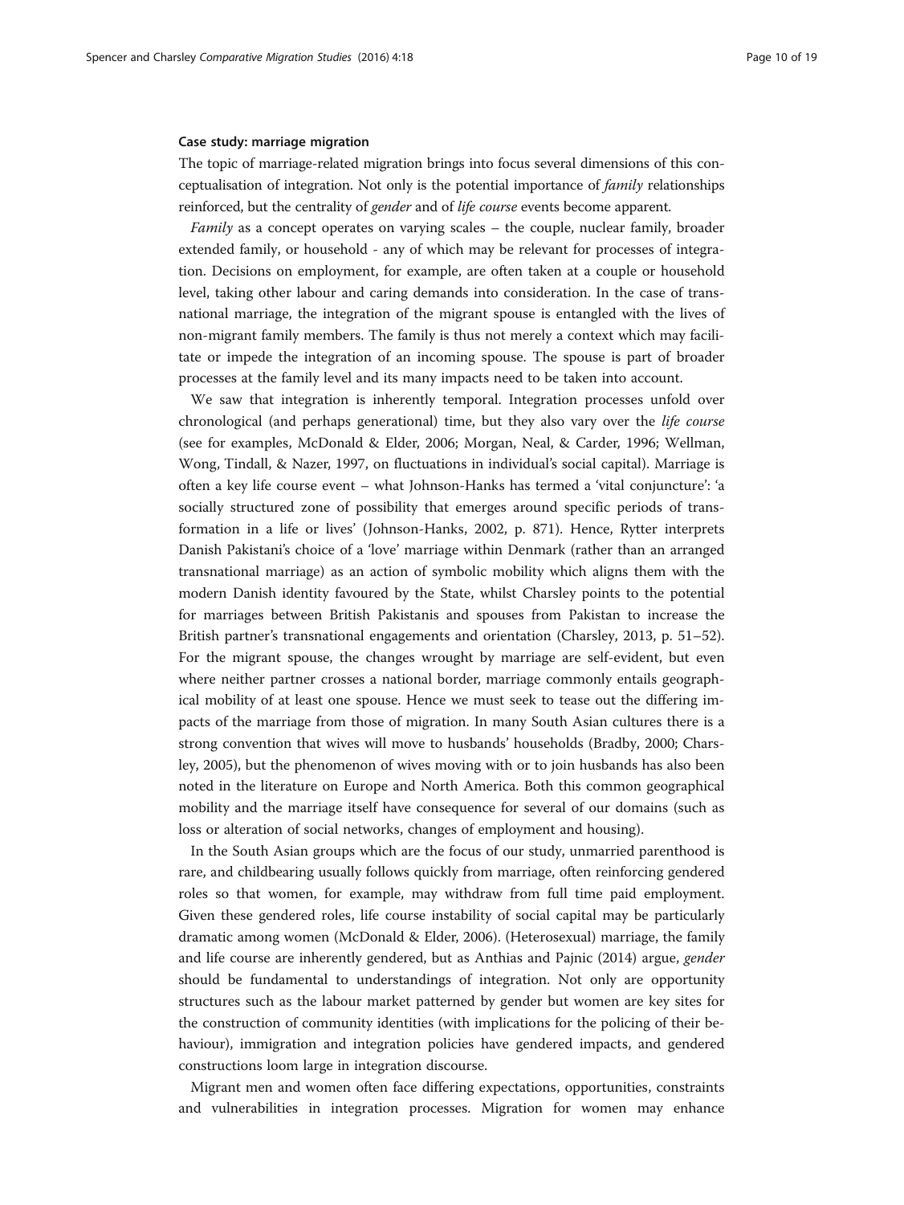#### Case study: marriage migration

The topic of marriage-related migration brings into focus several dimensions of this conceptualisation of integration. Not only is the potential importance of *family* relationships reinforced, but the centrality of *gender* and of *life course* events become apparent.

*Family* as a concept operates on varying scales – the couple, nuclear family, broader extended family, or household - any of which may be relevant for processes of integration. Decisions on employment, for example, are often taken at a couple or household level, taking other labour and caring demands into consideration. In the case of transnational marriage, the integration of the migrant spouse is entangled with the lives of non-migrant family members. The family is thus not merely a context which may facilitate or impede the integration of an incoming spouse. The spouse is part of broader processes at the family level and its many impacts need to be taken into account.

We saw that integration is inherently temporal. Integration processes unfold over chronological (and perhaps generational) time, but they also vary over the *life course* (see for examples, McDonald & Elder, 2006; Morgan, Neal, & Carder, 1996; Wellman, Wong, Tindall, & Nazer, 1997, on fluctuations in individual's social capital). Marriage is often a key life course event – what Johnson-Hanks has termed a 'vital conjuncture': 'a socially structured zone of possibility that emerges around specific periods of transformation in a life or lives' (Johnson-Hanks, 2002, p. 871). Hence, Rytter interprets Danish Pakistani's choice of a 'love' marriage within Denmark (rather than an arranged transnational marriage) as an action of symbolic mobility which aligns them with the modern Danish identity favoured by the State, whilst Charsley points to the potential for marriages between British Pakistanis and spouses from Pakistan to increase the British partner's transnational engagements and orientation (Charsley, 2013, p. 51–52). For the migrant spouse, the changes wrought by marriage are self-evident, but even where neither partner crosses a national border, marriage commonly entails geographical mobility of at least one spouse. Hence we must seek to tease out the differing impacts of the marriage from those of migration. In many South Asian cultures there is a strong convention that wives will move to husbands' households (Bradby, 2000; Charsley, 2005), but the phenomenon of wives moving with or to join husbands has also been noted in the literature on Europe and North America. Both this common geographical mobility and the marriage itself have consequence for several of our domains (such as loss or alteration of social networks, changes of employment and housing).

In the South Asian groups which are the focus of our study, unmarried parenthood is rare, and childbearing usually follows quickly from marriage, often reinforcing gendered roles so that women, for example, may withdraw from full time paid employment. Given these gendered roles, life course instability of social capital may be particularly dramatic among women (McDonald & Elder, 2006). (Heterosexual) marriage, the family and life course are inherently gendered, but as Anthias and Pajnic (2014) argue, *gender* should be fundamental to understandings of integration. Not only are opportunity structures such as the labour market patterned by gender but women are key sites for the construction of community identities (with implications for the policing of their behaviour), immigration and integration policies have gendered impacts, and gendered constructions loom large in integration discourse.

Migrant men and women often face differing expectations, opportunities, constraints and vulnerabilities in integration processes. Migration for women may enhance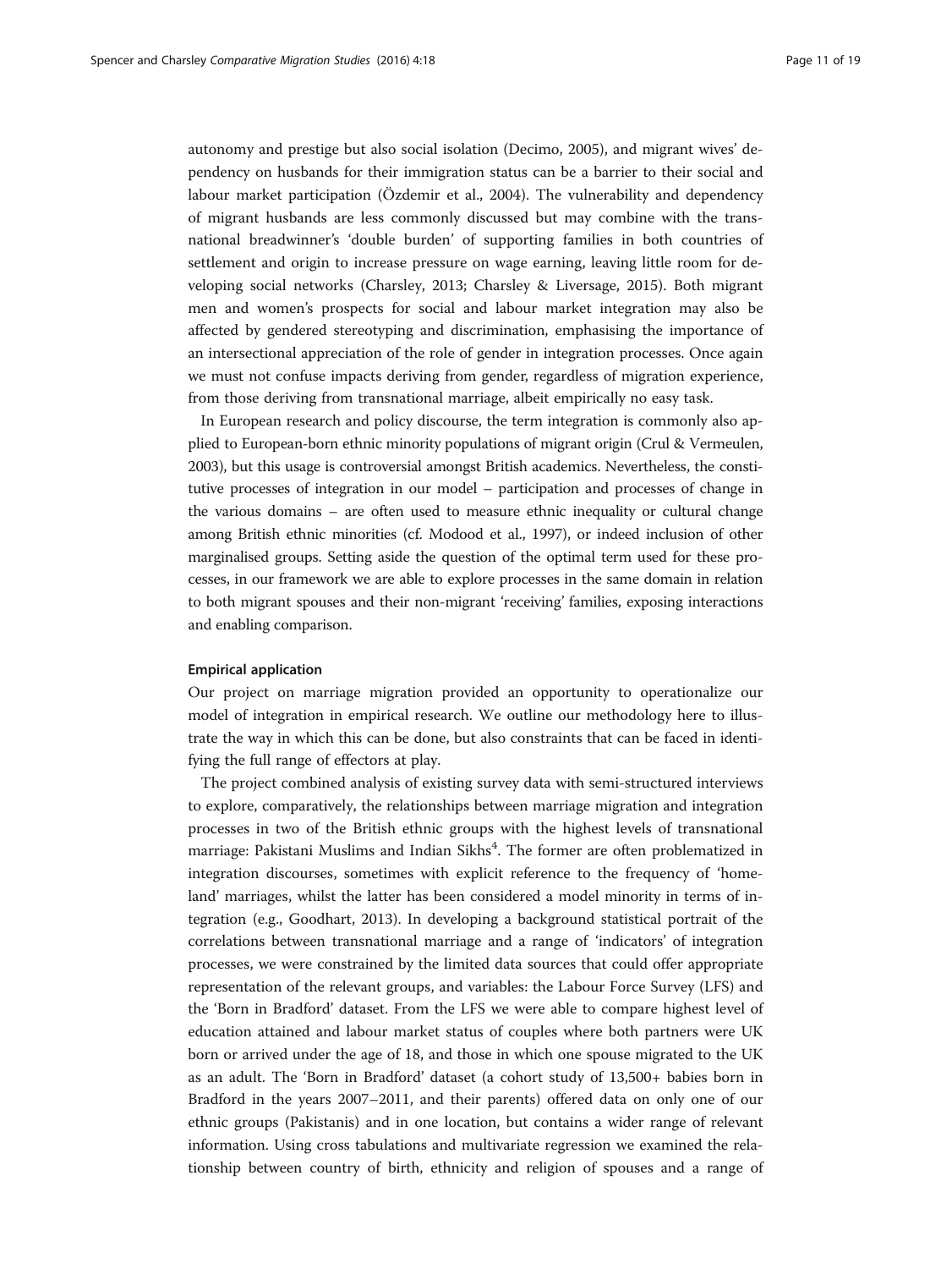autonomy and prestige but also social isolation (Decimo, 2005), and migrant wives' dependency on husbands for their immigration status can be a barrier to their social and labour market participation (Özdemir et al., 2004). The vulnerability and dependency of migrant husbands are less commonly discussed but may combine with the transnational breadwinner's 'double burden' of supporting families in both countries of settlement and origin to increase pressure on wage earning, leaving little room for developing social networks (Charsley, 2013; Charsley & Liversage, 2015). Both migrant men and women's prospects for social and labour market integration may also be affected by gendered stereotyping and discrimination, emphasising the importance of an intersectional appreciation of the role of gender in integration processes. Once again we must not confuse impacts deriving from gender, regardless of migration experience, from those deriving from transnational marriage, albeit empirically no easy task.

In European research and policy discourse, the term integration is commonly also applied to European-born ethnic minority populations of migrant origin (Crul & Vermeulen, 2003), but this usage is controversial amongst British academics. Nevertheless, the constitutive processes of integration in our model – participation and processes of change in the various domains – are often used to measure ethnic inequality or cultural change among British ethnic minorities (cf. Modood et al., 1997), or indeed inclusion of other marginalised groups. Setting aside the question of the optimal term used for these processes, in our framework we are able to explore processes in the same domain in relation to both migrant spouses and their non-migrant 'receiving' families, exposing interactions and enabling comparison.

#### Empirical application

Our project on marriage migration provided an opportunity to operationalize our model of integration in empirical research. We outline our methodology here to illustrate the way in which this can be done, but also constraints that can be faced in identifying the full range of effectors at play.

The project combined analysis of existing survey data with semi-structured interviews to explore, comparatively, the relationships between marriage migration and integration processes in two of the British ethnic groups with the highest levels of transnational marriage: Pakistani Muslims and Indian Sikhs[4]. The former are often problematized in integration discourses, sometimes with explicit reference to the frequency of 'homeland' marriages, whilst the latter has been considered a model minority in terms of integration (e.g., Goodhart, 2013). In developing a background statistical portrait of the correlations between transnational marriage and a range of 'indicators' of integration processes, we were constrained by the limited data sources that could offer appropriate representation of the relevant groups, and variables: the Labour Force Survey (LFS) and the 'Born in Bradford' dataset. From the LFS we were able to compare highest level of education attained and labour market status of couples where both partners were UK born or arrived under the age of 18, and those in which one spouse migrated to the UK as an adult. The 'Born in Bradford' dataset (a cohort study of 13,500+ babies born in Bradford in the years 2007–2011, and their parents) offered data on only one of our ethnic groups (Pakistanis) and in one location, but contains a wider range of relevant information. Using cross tabulations and multivariate regression we examined the relationship between country of birth, ethnicity and religion of spouses and a range of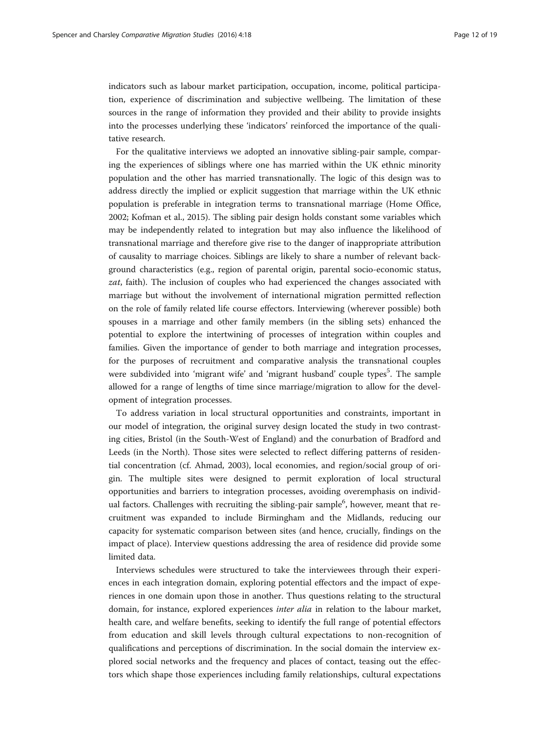indicators such as labour market participation, occupation, income, political participation, experience of discrimination and subjective wellbeing. The limitation of these sources in the range of information they provided and their ability to provide insights into the processes underlying these 'indicators' reinforced the importance of the qualitative research.

For the qualitative interviews we adopted an innovative sibling-pair sample, comparing the experiences of siblings where one has married within the UK ethnic minority population and the other has married transnationally. The logic of this design was to address directly the implied or explicit suggestion that marriage within the UK ethnic population is preferable in integration terms to transnational marriage (Home Office, 2002; Kofman et al., 2015). The sibling pair design holds constant some variables which may be independently related to integration but may also influence the likelihood of transnational marriage and therefore give rise to the danger of inappropriate attribution of causality to marriage choices. Siblings are likely to share a number of relevant background characteristics (e.g., region of parental origin, parental socio-economic status, *zat*, faith). The inclusion of couples who had experienced the changes associated with marriage but without the involvement of international migration permitted reflection on the role of family related life course effectors. Interviewing (wherever possible) both spouses in a marriage and other family members (in the sibling sets) enhanced the potential to explore the intertwining of processes of integration within couples and families. Given the importance of gender to both marriage and integration processes, for the purposes of recruitment and comparative analysis the transnational couples were subdivided into 'migrant wife' and 'migrant husband' couple types[5]. The sample allowed for a range of lengths of time since marriage/migration to allow for the development of integration processes.

To address variation in local structural opportunities and constraints, important in our model of integration, the original survey design located the study in two contrasting cities, Bristol (in the South-West of England) and the conurbation of Bradford and Leeds (in the North). Those sites were selected to reflect differing patterns of residential concentration (cf. Ahmad, 2003), local economies, and region/social group of origin. The multiple sites were designed to permit exploration of local structural opportunities and barriers to integration processes, avoiding overemphasis on individual factors. Challenges with recruiting the sibling-pair sample[6], however, meant that recruitment was expanded to include Birmingham and the Midlands, reducing our capacity for systematic comparison between sites (and hence, crucially, findings on the impact of place). Interview questions addressing the area of residence did provide some limited data.

Interviews schedules were structured to take the interviewees through their experiences in each integration domain, exploring potential effectors and the impact of experiences in one domain upon those in another. Thus questions relating to the structural domain, for instance, explored experiences *inter alia* in relation to the labour market, health care, and welfare benefits, seeking to identify the full range of potential effectors from education and skill levels through cultural expectations to non-recognition of qualifications and perceptions of discrimination. In the social domain the interview explored social networks and the frequency and places of contact, teasing out the effectors which shape those experiences including family relationships, cultural expectations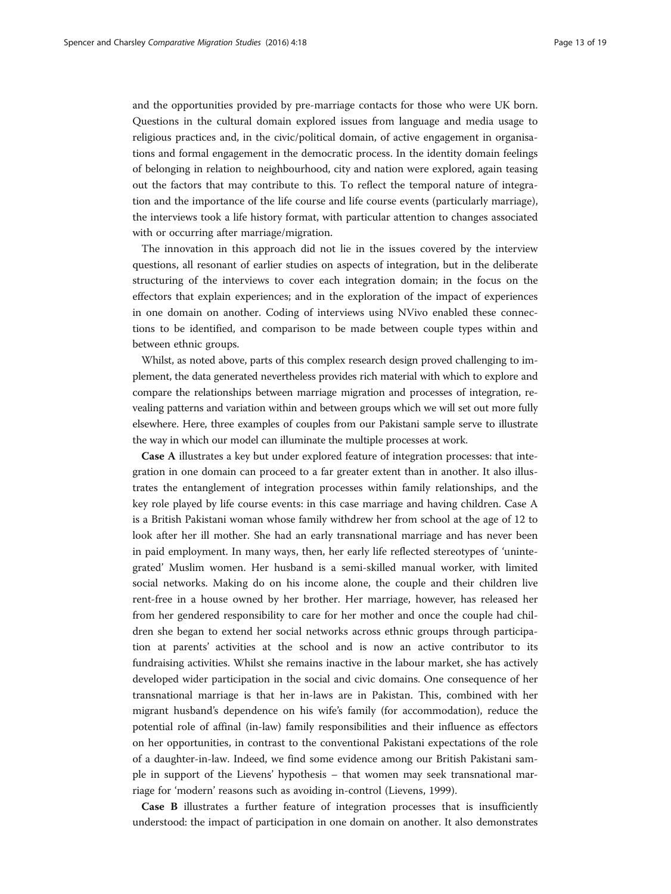and the opportunities provided by pre-marriage contacts for those who were UK born. Questions in the cultural domain explored issues from language and media usage to religious practices and, in the civic/political domain, of active engagement in organisations and formal engagement in the democratic process. In the identity domain feelings of belonging in relation to neighbourhood, city and nation were explored, again teasing out the factors that may contribute to this. To reflect the temporal nature of integration and the importance of the life course and life course events (particularly marriage), the interviews took a life history format, with particular attention to changes associated with or occurring after marriage/migration.

The innovation in this approach did not lie in the issues covered by the interview questions, all resonant of earlier studies on aspects of integration, but in the deliberate structuring of the interviews to cover each integration domain; in the focus on the effectors that explain experiences; and in the exploration of the impact of experiences in one domain on another. Coding of interviews using NVivo enabled these connections to be identified, and comparison to be made between couple types within and between ethnic groups.

Whilst, as noted above, parts of this complex research design proved challenging to implement, the data generated nevertheless provides rich material with which to explore and compare the relationships between marriage migration and processes of integration, revealing patterns and variation within and between groups which we will set out more fully elsewhere. Here, three examples of couples from our Pakistani sample serve to illustrate the way in which our model can illuminate the multiple processes at work.

**Case A** illustrates a key but under explored feature of integration processes: that integration in one domain can proceed to a far greater extent than in another. It also illustrates the entanglement of integration processes within family relationships, and the key role played by life course events: in this case marriage and having children. Case A is a British Pakistani woman whose family withdrew her from school at the age of 12 to look after her ill mother. She had an early transnational marriage and has never been in paid employment. In many ways, then, her early life reflected stereotypes of 'unintegrated' Muslim women. Her husband is a semi-skilled manual worker, with limited social networks. Making do on his income alone, the couple and their children live rent-free in a house owned by her brother. Her marriage, however, has released her from her gendered responsibility to care for her mother and once the couple had children she began to extend her social networks across ethnic groups through participation at parents' activities at the school and is now an active contributor to its fundraising activities. Whilst she remains inactive in the labour market, she has actively developed wider participation in the social and civic domains. One consequence of her transnational marriage is that her in-laws are in Pakistan. This, combined with her migrant husband's dependence on his wife's family (for accommodation), reduce the potential role of affinal (in-law) family responsibilities and their influence as effectors on her opportunities, in contrast to the conventional Pakistani expectations of the role of a daughter-in-law. Indeed, we find some evidence among our British Pakistani sample in support of the Lievens' hypothesis – that women may seek transnational marriage for 'modern' reasons such as avoiding in-control (Lievens, 1999).

**Case B** illustrates a further feature of integration processes that is insufficiently understood: the impact of participation in one domain on another. It also demonstrates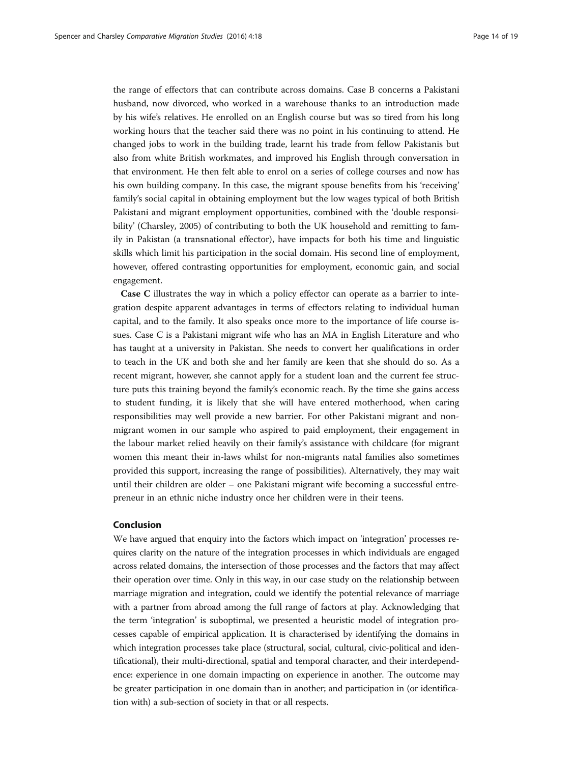the range of effectors that can contribute across domains. Case B concerns a Pakistani husband, now divorced, who worked in a warehouse thanks to an introduction made by his wife's relatives. He enrolled on an English course but was so tired from his long working hours that the teacher said there was no point in his continuing to attend. He changed jobs to work in the building trade, learnt his trade from fellow Pakistanis but also from white British workmates, and improved his English through conversation in that environment. He then felt able to enrol on a series of college courses and now has his own building company. In this case, the migrant spouse benefits from his 'receiving' family's social capital in obtaining employment but the low wages typical of both British Pakistani and migrant employment opportunities, combined with the 'double responsibility' (Charsley, 2005) of contributing to both the UK household and remitting to family in Pakistan (a transnational effector), have impacts for both his time and linguistic skills which limit his participation in the social domain. His second line of employment, however, offered contrasting opportunities for employment, economic gain, and social engagement.

**Case C** illustrates the way in which a policy effector can operate as a barrier to integration despite apparent advantages in terms of effectors relating to individual human capital, and to the family. It also speaks once more to the importance of life course issues. Case C is a Pakistani migrant wife who has an MA in English Literature and who has taught at a university in Pakistan. She needs to convert her qualifications in order to teach in the UK and both she and her family are keen that she should do so. As a recent migrant, however, she cannot apply for a student loan and the current fee structure puts this training beyond the family's economic reach. By the time she gains access to student funding, it is likely that she will have entered motherhood, when caring responsibilities may well provide a new barrier. For other Pakistani migrant and non-migrant women in our sample who aspired to paid employment, their engagement in the labour market relied heavily on their family's assistance with childcare (for migrant women this meant their in-laws whilst for non-migrants natal families also sometimes provided this support, increasing the range of possibilities). Alternatively, they may wait until their children are older – one Pakistani migrant wife becoming a successful entrepreneur in an ethnic niche industry once her children were in their teens.

## Conclusion

We have argued that enquiry into the factors which impact on 'integration' processes requires clarity on the nature of the integration processes in which individuals are engaged across related domains, the intersection of those processes and the factors that may affect their operation over time. Only in this way, in our case study on the relationship between marriage migration and integration, could we identify the potential relevance of marriage with a partner from abroad among the full range of factors at play. Acknowledging that the term 'integration' is suboptimal, we presented a heuristic model of integration processes capable of empirical application. It is characterised by identifying the domains in which integration processes take place (structural, social, cultural, civic-political and identificational), their multi-directional, spatial and temporal character, and their interdependence: experience in one domain impacting on experience in another. The outcome may be greater participation in one domain than in another; and participation in (or identification with) a sub-section of society in that or all respects.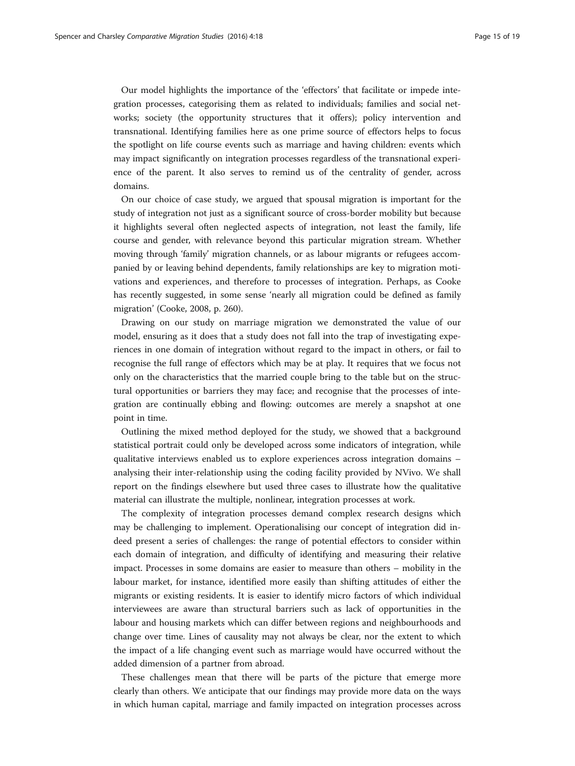Our model highlights the importance of the 'effectors' that facilitate or impede integration processes, categorising them as related to individuals; families and social networks; society (the opportunity structures that it offers); policy intervention and transnational. Identifying families here as one prime source of effectors helps to focus the spotlight on life course events such as marriage and having children: events which may impact significantly on integration processes regardless of the transnational experience of the parent. It also serves to remind us of the centrality of gender, across domains.

On our choice of case study, we argued that spousal migration is important for the study of integration not just as a significant source of cross-border mobility but because it highlights several often neglected aspects of integration, not least the family, life course and gender, with relevance beyond this particular migration stream. Whether moving through 'family' migration channels, or as labour migrants or refugees accompanied by or leaving behind dependents, family relationships are key to migration motivations and experiences, and therefore to processes of integration. Perhaps, as Cooke has recently suggested, in some sense 'nearly all migration could be defined as family migration' (Cooke, 2008, p. 260).

Drawing on our study on marriage migration we demonstrated the value of our model, ensuring as it does that a study does not fall into the trap of investigating experiences in one domain of integration without regard to the impact in others, or fail to recognise the full range of effectors which may be at play. It requires that we focus not only on the characteristics that the married couple bring to the table but on the structural opportunities or barriers they may face; and recognise that the processes of integration are continually ebbing and flowing: outcomes are merely a snapshot at one point in time.

Outlining the mixed method deployed for the study, we showed that a background statistical portrait could only be developed across some indicators of integration, while qualitative interviews enabled us to explore experiences across integration domains – analysing their inter-relationship using the coding facility provided by NVivo. We shall report on the findings elsewhere but used three cases to illustrate how the qualitative material can illustrate the multiple, nonlinear, integration processes at work.

The complexity of integration processes demand complex research designs which may be challenging to implement. Operationalising our concept of integration did indeed present a series of challenges: the range of potential effectors to consider within each domain of integration, and difficulty of identifying and measuring their relative impact. Processes in some domains are easier to measure than others – mobility in the labour market, for instance, identified more easily than shifting attitudes of either the migrants or existing residents. It is easier to identify micro factors of which individual interviewees are aware than structural barriers such as lack of opportunities in the labour and housing markets which can differ between regions and neighbourhoods and change over time. Lines of causality may not always be clear, nor the extent to which the impact of a life changing event such as marriage would have occurred without the added dimension of a partner from abroad.

These challenges mean that there will be parts of the picture that emerge more clearly than others. We anticipate that our findings may provide more data on the ways in which human capital, marriage and family impacted on integration processes across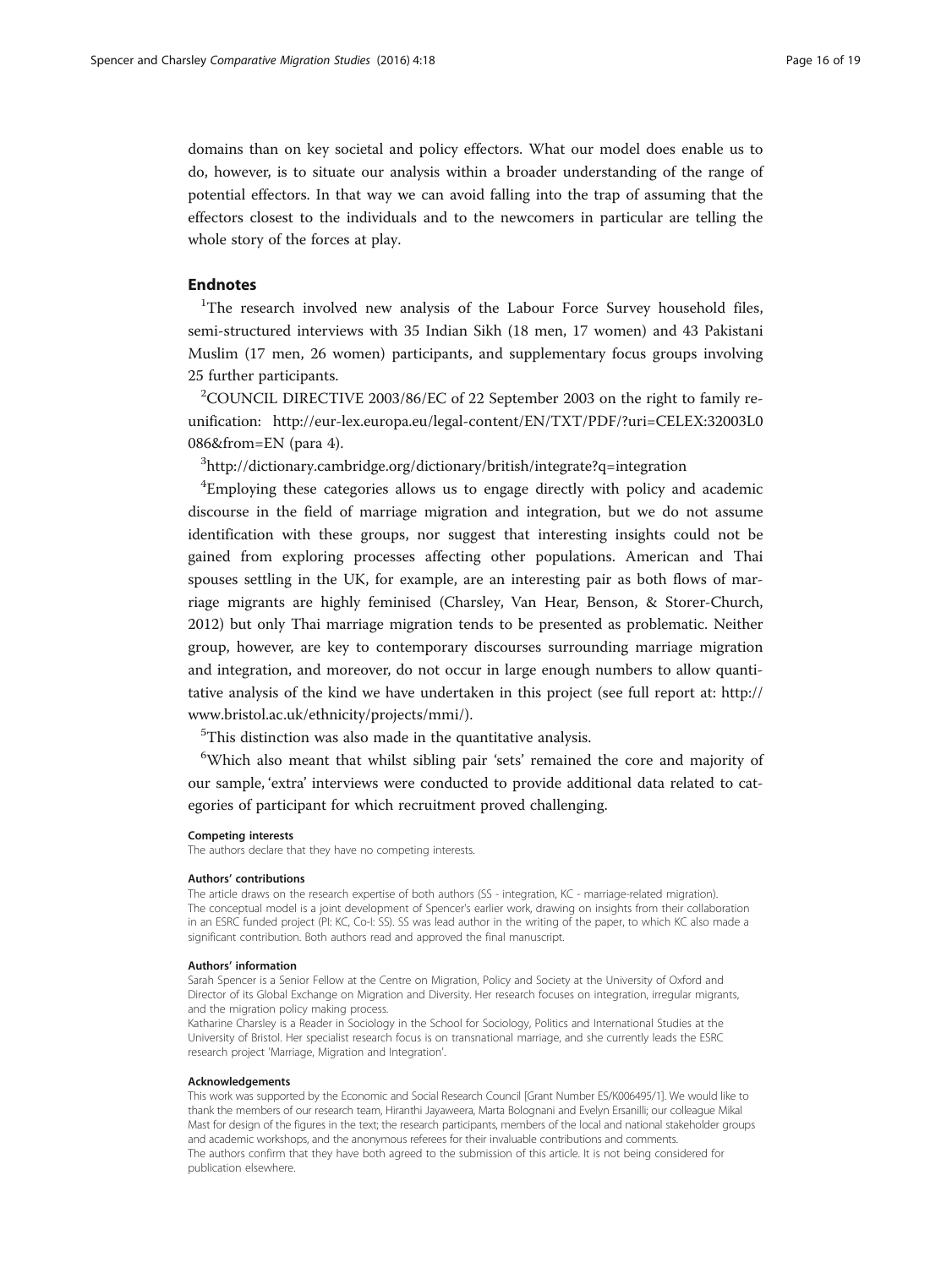domains than on key societal and policy effectors. What our model does enable us to do, however, is to situate our analysis within a broader understanding of the range of potential effectors. In that way we can avoid falling into the trap of assuming that the effectors closest to the individuals and to the newcomers in particular are telling the whole story of the forces at play.

## Endnotes

[1]The research involved new analysis of the Labour Force Survey household files, semi-structured interviews with 35 Indian Sikh (18 men, 17 women) and 43 Pakistani Muslim (17 men, 26 women) participants, and supplementary focus groups involving 25 further participants.

[2]COUNCIL DIRECTIVE 2003/86/EC of 22 September 2003 on the right to family reunification: http://eur-lex.europa.eu/legal-content/EN/TXT/PDF/?uri=CELEX:32003L0086&from=EN (para 4).

[3]http://dictionary.cambridge.org/dictionary/british/integrate?q=integration

[4]Employing these categories allows us to engage directly with policy and academic discourse in the field of marriage migration and integration, but we do not assume identification with these groups, nor suggest that interesting insights could not be gained from exploring processes affecting other populations. American and Thai spouses settling in the UK, for example, are an interesting pair as both flows of marriage migrants are highly feminised (Charsley, Van Hear, Benson, & Storer-Church, 2012) but only Thai marriage migration tends to be presented as problematic. Neither group, however, are key to contemporary discourses surrounding marriage migration and integration, and moreover, do not occur in large enough numbers to allow quantitative analysis of the kind we have undertaken in this project (see full report at: http://www.bristol.ac.uk/ethnicity/projects/mmi/).

[5]This distinction was also made in the quantitative analysis.

[6]Which also meant that whilst sibling pair 'sets' remained the core and majority of our sample, 'extra' interviews were conducted to provide additional data related to categories of participant for which recruitment proved challenging.

#### Competing interests

The authors declare that they have no competing interests.

#### Authors' contributions

The article draws on the research expertise of both authors (SS - integration, KC - marriage-related migration). The conceptual model is a joint development of Spencer's earlier work, drawing on insights from their collaboration in an ESRC funded project (PI: KC, Co-I: SS). SS was lead author in the writing of the paper, to which KC also made a significant contribution. Both authors read and approved the final manuscript.

#### Authors' information

Sarah Spencer is a Senior Fellow at the Centre on Migration, Policy and Society at the University of Oxford and Director of its Global Exchange on Migration and Diversity. Her research focuses on integration, irregular migrants, and the migration policy making process.

Katharine Charsley is a Reader in Sociology in the School for Sociology, Politics and International Studies at the University of Bristol. Her specialist research focus is on transnational marriage, and she currently leads the ESRC research project 'Marriage, Migration and Integration'.

#### Acknowledgements

This work was supported by the Economic and Social Research Council [Grant Number ES/K006495/1]. We would like to thank the members of our research team, Hiranthi Jayaweera, Marta Bolognani and Evelyn Ersanilli; our colleague Mikal Mast for design of the figures in the text; the research participants, members of the local and national stakeholder groups and academic workshops, and the anonymous referees for their invaluable contributions and comments.

The authors confirm that they have both agreed to the submission of this article. It is not being considered for publication elsewhere.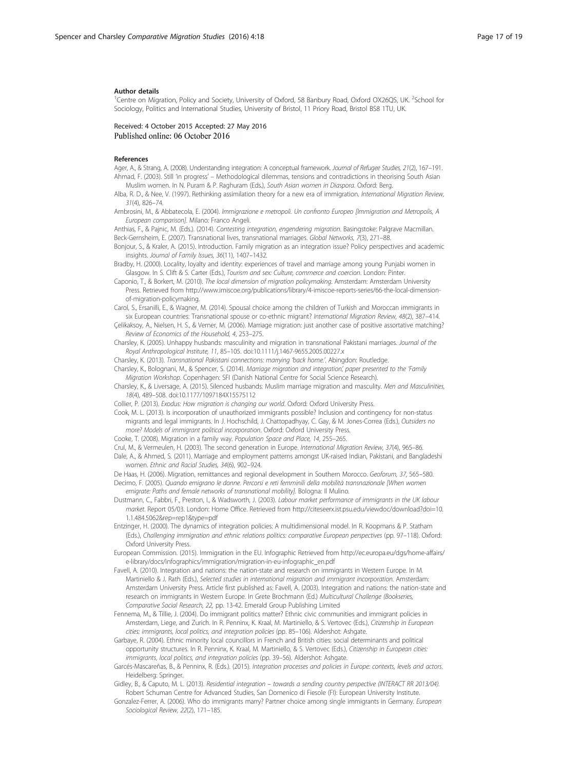#### Author details

[1]Centre on Migration, Policy and Society, University of Oxford, 58 Banbury Road, Oxford OX26QS, UK. [2]School for Sociology, Politics and International Studies, University of Bristol, 11 Priory Road, Bristol BS8 1TU, UK.

Received: 4 October 2015 Accepted: 27 May 2016
Published online: 06 October 2016

#### References

Ager, A., & Strang, A. (2008). Understanding integration: A conceptual framework. *Journal of Refugee Studies, 21*(2), 167–191.

Ahmad, F. (2003). Still 'in progress' – Methodological dilemmas, tensions and contradictions in theorising South Asian Muslim women. In N. Puram & P. Raghuram (Eds.), *South Asian women in Diaspora*. Oxford: Berg.

Alba, R. D., & Nee, V. (1997). Rethinking assimilation theory for a new era of immigration. *International Migration Review, 31*(4), 826–74.

Ambrosini, M., & Abbatecola, E. (2004). *Immigrazione e metropoli. Un confronto Europeo [Immigration and Metropolis, A European comparison]*. Milano: Franco Angeli.

Anthias, F., & Pajnic, M. (Eds.). (2014). *Contesting integration, engendering migration*. Basingstoke: Palgrave Macmillan.

Beck-Gernsheim, E. (2007). Transnational lives, transnational marriages. *Global Networks, 7*(3), 271–88.

Bonjour, S., & Kraler, A. (2015). Introduction. Family migration as an integration issue? Policy perspectives and academic insights. *Journal of Family Issues, 36*(11), 1407–1432.

Bradby, H. (2000). Locality, loyalty and identity: experiences of travel and marriage among young Punjabi women in Glasgow. In S. Clift & S. Carter (Eds.), *Tourism and sex: Culture, commerce and coercion*. London: Pinter.

Caponio, T., & Borkert, M. (2010). *The local dimension of migration policymaking*. Amsterdam: Amsterdam University Press. Retrieved from http://www.imiscoe.org/publications/library/4-imiscoe-reports-series/66-the-local-dimension-of-migration-policymaking.

Carol, S., Ersanilli, E., & Wagner, M. (2014). Spousal choice among the children of Turkish and Moroccan immigrants in six European countries: Transnational spouse or co-ethnic migrant? *International Migration Review, 48*(2), 387–414.

Çelikaksoy, A., Nielsen, H. S., & Verner, M. (2006). Marriage migration: just another case of positive assortative matching? *Review of Economics of the Household, 4*, 253–275.

Charsley, K. (2005). Unhappy husbands: masculinity and migration in transnational Pakistani marriages. *Journal of the Royal Anthropological Institute, 11*, 85–105. doi:10.1111/j.1467-9655.2005.00227.x

Charsley, K. (2013). *Transnational Pakistani connections: marrying 'back home.'*. Abingdon: Routledge.

Charsley, K., Bolognani, M., & Spencer, S. (2014). *Marriage migration and integration,' paper presented to the 'Family Migration Workshop*. Copenhagen: SFI (Danish National Centre for Social Science Research).

Charsley, K., & Liversage, A. (2015). Silenced husbands: Muslim marriage migration and masculity. *Men and Masculinities, 18*(4), 489–508. doi:10.1177/1097184X15575112

Collier, P. (2013). *Exodus: How migration is changing our world*. Oxford: Oxford University Press.

Cook, M. L. (2013). Is incorporation of unauthorized immigrants possible? Inclusion and contingency for non-status migrants and legal immigrants. In J. Hochschild, J. Chattopadhyay, C. Gay, & M. Jones-Correa (Eds.), *Outsiders no more? Models of immigrant political incorporation*. Oxford: Oxford University Press.

Cooke, T. (2008). Migration in a family way. *Population Space and Place, 14*, 255–265.

Crul, M., & Vermeulen, H. (2003). The second generation in Europe. *International Migration Review, 37*(4), 965–86.

Dale, A., & Ahmed, S. (2011). Marriage and employment patterns amongst UK-raised Indian, Pakistani, and Bangladeshi women. *Ethnic and Racial Studies, 34*(6), 902–924.

De Haas, H. (2006). Migration, remittances and regional development in Southern Morocco. *Geoforum, 37*, 565–580.

Decimo, F. (2005). *Quando emigrano le donne. Percorsi e reti femminili della mobilità transnazionale [When women emigrate: Paths and female networks of transnational mobility]*. Bologna: Il Mulino.

Dustmann, C., Fabbri, F., Preston, I., & Wadsworth, J. (2003). *Labour market performance of immigrants in the UK labour market*. Report 05/03. London: Home Office. Retrieved from http://citeseerx.ist.psu.edu/viewdoc/download?doi=10.1.1.484.5062&rep=rep1&type=pdf

Entzinger, H. (2000). The dynamics of integration policies: A multidimensional model. In R. Koopmans & P. Statham (Eds.), *Challenging immigration and ethnic relations politics: comparative European perspectives* (pp. 97–118). Oxford: Oxford University Press.

European Commission. (2015). Immigration in the EU. Infographic Retrieved from http://ec.europa.eu/dgs/home-affairs/e-library/docs/infographics/immigration/migration-in-eu-infographic_en.pdf

Favell, A. (2010). Integration and nations: the nation-state and research on immigrants in Western Europe. In M. Martiniello & J. Rath (Eds.), *Selected studies in international migration and immigrant incorporation*. Amsterdam: Amsterdam University Press. Article first published as: Favell, A. (2003). Integration and nations: the nation-state and research on immigrants in Western Europe. In Grete Brochmann (Ed.) *Multicultural Challenge (Bookseries, Comparative Social Research, 22,* pp. 13-42. Emerald Group Publishing Limited

Fennema, M., & Tillie, J. (2004). Do immigrant politics matter? Ethnic civic communities and immigrant policies in Amsterdam, Liege, and Zurich. In R. Penninx, K. Kraal, M. Martiniello, & S. Vertovec (Eds.), *Citizenship in European cities: immigrants, local politics, and integration policies* (pp. 85–106). Aldershot: Ashgate.

Garbaye, R. (2004). Ethnic minority local councillors in French and British cities: social determinants and political opportunity structures. In R. Penninx, K. Kraal, M. Martiniello, & S. Vertovec (Eds.), *Citizenship in European cities: immigrants, local politics, and integration policies* (pp. 39–56). Aldershot: Ashgate.

Garcés-Mascareñas, B., & Penninx, R. (Eds.). (2015). *Integration processes and policies in Europe: contexts, levels and actors*. Heidelberg: Springer.

Gidley, B., & Caputo, M. L. (2013). *Residential integration – towards a sending country perspective (INTERACT RR 2013/04)*. Robert Schuman Centre for Advanced Studies, San Domenico di Fiesole (FI): European University Institute.

Gonzalez-Ferrer, A. (2006). Who do immigrants marry? Partner choice among single immigrants in Germany. *European Sociological Review, 22*(2), 171–185.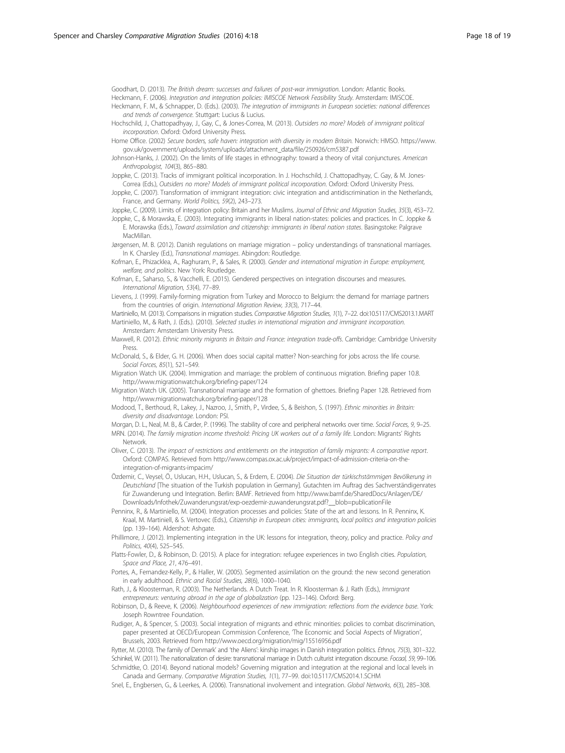Goodhart, D. (2013). *The British dream: successes and failures of post-war immigration*. London: Atlantic Books.

Heckmann, F. (2006). *Integration and integration policies: IMISCOE Network Feasibility Study*. Amsterdam: IMISCOE.

Heckmann, F. M., & Schnapper, D. (Eds.). (2003). *The integration of immigrants in European societies: national differences and trends of convergence*. Stuttgart: Lucius & Lucius.

Hochschild, J., Chattopadhyay, J., Gay, C., & Jones-Correa, M. (2013). *Outsiders no more? Models of immigrant political incorporation*. Oxford: Oxford University Press.

Home Office. (2002) *Secure borders, safe haven: integration with diversity in modern Britain*. Norwich: HMSO. https://www.gov.uk/government/uploads/system/uploads/attachment_data/file/250926/cm5387.pdf

Johnson-Hanks, J. (2002). On the limits of life stages in ethnography: toward a theory of vital conjunctures. *American Anthropologist, 104*(3), 865–880.

Joppke, C. (2013). Tracks of immigrant political incorporation. In J. Hochschild, J. Chattopadhyay, C. Gay, & M. Jones-Correa (Eds.), *Outsiders no more? Models of immigrant political incorporation*. Oxford: Oxford University Press.

Joppke, C. (2007). Transformation of immigrant integration: civic integration and antidiscrimination in the Netherlands, France, and Germany. *World Politics, 59*(2), 243–273.

Joppke, C. (2009). Limits of integration policy: Britain and her Muslims. *Journal of Ethnic and Migration Studies, 35*(3), 453–72.

Joppke, C., & Morawska, E. (2003). Integrating immigrants in liberal nation-states: policies and practices. In C. Joppke & E. Morawska (Eds.), *Toward assimilation and citizenship: immigrants in liberal nation states*. Basingstoke: Palgrave MacMillan.

Jørgensen, M. B. (2012). Danish regulations on marriage migration – policy understandings of transnational marriages. In K. Charsley (Ed.), *Transnational marriages*. Abingdon: Routledge.

Kofman, E., Phizacklea, A., Raghuram, P., & Sales, R. (2000). *Gender and international migration in Europe: employment, welfare, and politics*. New York: Routledge.

Kofman, E., Saharso, S., & Vacchelli, E. (2015). Gendered perspectives on integration discourses and measures. *International Migration, 53*(4), 77–89.

Lievens, J. (1999). Family-forming migration from Turkey and Morocco to Belgium: the demand for marriage partners from the countries of origin. *International Migration Review, 33*(3), 717–44.

Martiniello, M. (2013). Comparisons in migration studies. *Comparative Migration Studies, 1*(1), 7–22. doi:10.5117/CMS2013.1.MART

Martiniello, M., & Rath, J. (Eds.). (2010). *Selected studies in international migration and immigrant incorporation*. Amsterdam: Amsterdam University Press.

Maxwell, R. (2012). *Ethnic minority migrants in Britain and France: integration trade-offs*. Cambridge: Cambridge University Press.

McDonald, S., & Elder, G. H. (2006). When does social capital matter? Non-searching for jobs across the life course. *Social Forces, 85*(1), 521–549.

Migration Watch UK. (2004). Immigration and marriage: the problem of continuous migration. Briefing paper 10.8. http://www.migrationwatchuk.org/briefing-paper/124

Migration Watch UK. (2005). Transnational marriage and the formation of ghettoes. Briefing Paper 128. Retrieved from http://www.migrationwatchuk.org/briefing-paper/128

Modood, T., Berthoud, R., Lakey, J., Nazroo, J., Smith, P., Virdee, S., & Beishon, S. (1997). *Ethnic minorities in Britain: diversity and disadvantage*. London: PSI.

Morgan, D. L., Neal, M. B., & Carder, P. (1996). The stability of core and peripheral networks over time. *Social Forces, 9*, 9–25.

MRN. (2014). *The family migration income threshold: Pricing UK workers out of a family life*. London: Migrants' Rights Network.

Oliver, C. (2013). *The impact of restrictions and entitlements on the integration of family migrants: A comparative report*. Oxford: COMPAS. Retrieved from http://www.compas.ox.ac.uk/project/impact-of-admission-criteria-on-the-integration-of-migrants-impacim/

Özdemir, C., Veysel, Ö., Uslucan, H.H., Uslucan, S., & Erdem, E. (2004). *Die Situation der türkischstämmigen Bevölkerung in Deutschland* [The situation of the Turkish population in Germany]. Gutachten im Auftrag des Sachverständigenrates für Zuwanderung und Integration. Berlin: BAMF. Retrieved from http://www.bamf.de/SharedDocs/Anlagen/DE/Downloads/Infothek/Zuwanderungsrat/exp-oezdemir-zuwanderungsrat.pdf?__blob=publicationFile

Penninx, R., & Martiniello, M. (2004). Integration processes and policies: State of the art and lessons. In R. Penninx, K. Kraal, M. Martiniell, & S. Vertovec (Eds.), *Citizenship in European cities: immigrants, local politics and integration policies* (pp. 139–164). Aldershot: Ashgate.

Phillimore, J. (2012). Implementing integration in the UK: lessons for integration, theory, policy and practice. *Policy and Politics, 40*(4), 525–545.

Platts-Fowler, D., & Robinson, D. (2015). A place for integration: refugee experiences in two English cities. *Population, Space and Place, 21*, 476–491.

Portes, A., Fernandez-Kelly, P., & Haller, W. (2005). Segmented assimilation on the ground: the new second generation in early adulthood. *Ethnic and Racial Studies, 28*(6), 1000–1040.

Rath, J., & Kloosterman, R. (2003). The Netherlands. A Dutch Treat. In R. Kloosterman & J. Rath (Eds.), *Immigrant entrepreneurs: venturing abroad in the age of globalization* (pp. 123–146). Oxford: Berg.

Robinson, D., & Reeve, K. (2006). *Neighbourhood experiences of new immigration: reflections from the evidence base*. York: Joseph Rowntree Foundation.

Rudiger, A., & Spencer, S. (2003). Social integration of migrants and ethnic minorities: policies to combat discrimination, paper presented at OECD/European Commission Conference, 'The Economic and Social Aspects of Migration', Brussels, 2003. Retrieved from http://www.oecd.org/migration/mig/15516956.pdf

Rytter, M. (2010). The family of Denmark' and 'the Aliens': kinship images in Danish integration politics. *Ethnos, 75*(3), 301–322.

Schinkel, W. (2011). The nationalization of desire: transnational marriage in Dutch culturist integration discourse. *Focaal, 59*, 99–106.

Schmidtke, O. (2014). Beyond national models? Governing migration and integration at the regional and local levels in Canada and Germany. *Comparative Migration Studies, 1*(1), 77–99. doi:10.5117/CMS2014.1.SCHM

Snel, E., Engbersen, G., & Leerkes, A. (2006). Transnational involvement and integration. *Global Networks, 6*(3), 285–308.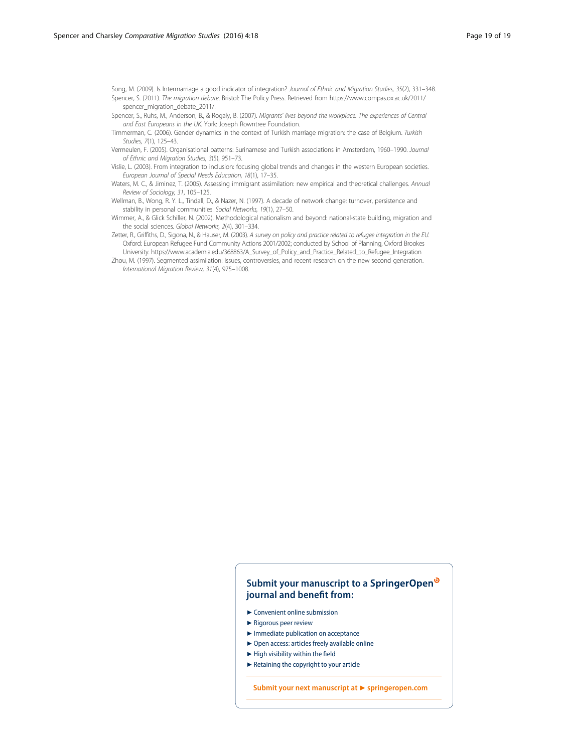Song, M. (2009). Is Intermarriage a good indicator of integration? *Journal of Ethnic and Migration Studies, 35*(2), 331–348.

Spencer, S. (2011). *The migration debate*. Bristol: The Policy Press. Retrieved from https://www.compas.ox.ac.uk/2011/spencer_migration_debate_2011/.

Spencer, S., Ruhs, M., Anderson, B., & Rogaly, B. (2007). *Migrants' lives beyond the workplace. The experiences of Central and East Europeans in the UK*. York: Joseph Rowntree Foundation.

Timmerman, C. (2006). Gender dynamics in the context of Turkish marriage migration: the case of Belgium. *Turkish Studies, 7*(1), 125–43.

Vermeulen, F. (2005). Organisational patterns: Surinamese and Turkish associations in Amsterdam, 1960–1990. *Journal of Ethnic and Migration Studies, 3*(5), 951–73.

Vislie, L. (2003). From integration to inclusion: focusing global trends and changes in the western European societies. *European Journal of Special Needs Education, 18*(1), 17–35.

Waters, M. C., & Jiminez, T. (2005). Assessing immigrant assimilation: new empirical and theoretical challenges. *Annual Review of Sociology, 31*, 105–125.

Wellman, B., Wong, R. Y. L., Tindall, D., & Nazer, N. (1997). A decade of network change: turnover, persistence and stability in personal communities. *Social Networks, 19*(1), 27–50.

Wimmer, A., & Glick Schiller, N. (2002). Methodological nationalism and beyond: national-state building, migration and the social sciences. *Global Networks, 2*(4), 301–334.

Zetter, R., Griffiths, D., Sigona, N., & Hauser, M. (2003). *A survey on policy and practice related to refugee integration in the EU*. Oxford: European Refugee Fund Community Actions 2001/2002; conducted by School of Planning, Oxford Brookes University. https://www.academia.edu/368863/A_Survey_of_Policy_and_Practice_Related_to_Refugee_Integration

Zhou, M. (1997). Segmented assimilation: issues, controversies, and recent research on the new second generation. *International Migration Review, 31*(4), 975–1008.

**Submit your manuscript to a SpringerOpen journal and benefit from:**

- ► Convenient online submission
- ► Rigorous peer review
- ► Immediate publication on acceptance
- ► Open access: articles freely available online
- ► High visibility within the field
- ► Retaining the copyright to your article

**Submit your next manuscript at ► springeropen.com**